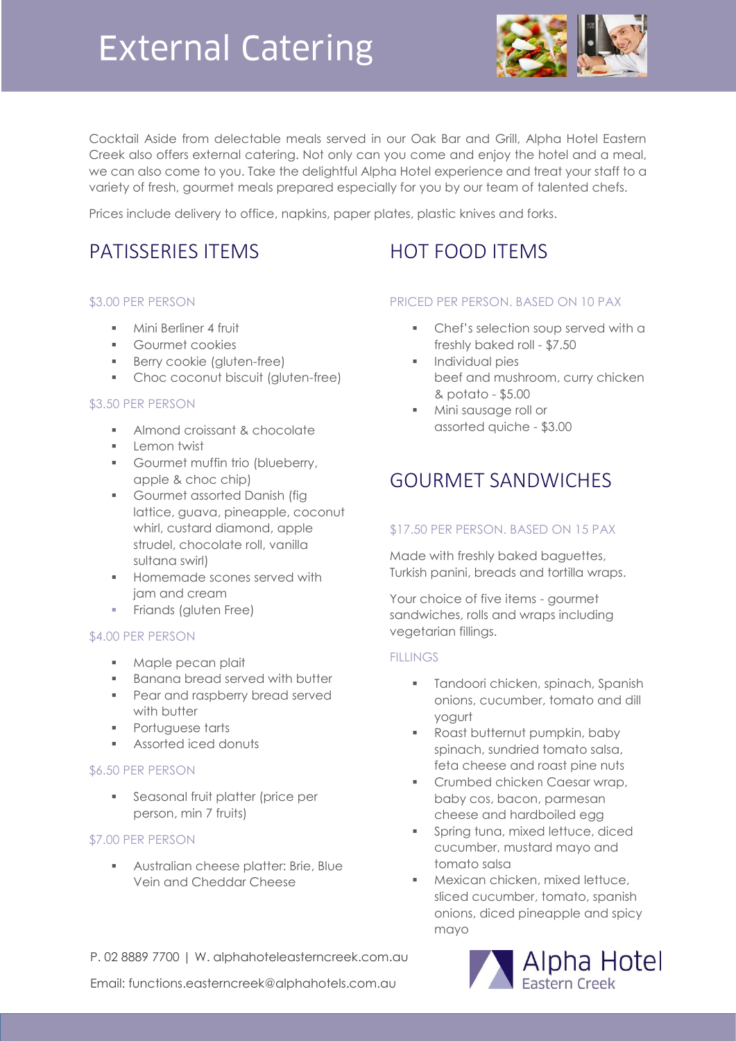# External Catering

Cocktail Aside from delectable meals served in our Oak Bar and Grill, Alpha Hotel Eastern Creek also offers external catering. Not only can you come and enjoy the hotel and a meal, we can also come to you. Take the delightful Alpha Hotel experience and treat your staff to a variety of fresh, gourmet meals prepared especially for you by our team of talented chefs.

Prices include delivery to office, napkins, paper plates, plastic knives and forks.

## PATISSERIES ITEMS

### $3.00 PER PERSON

- Mini Berliner 4 fruit
- Gourmet cookies
- Berry cookie (gluten-free)
- Choc coconut biscuit (gluten-free)

### $3.50 PER PERSON

- Almond croissant & chocolate
- Lemon twist
- Gourmet muffin trio (blueberry, apple & choc chip)
- Gourmet assorted Danish (fig lattice, guava, pineapple, coconut whirl, custard diamond, apple strudel, chocolate roll, vanilla sultana swirl)
- Homemade scones served with jam and cream
- Friands (gluten Free)

### $4.00 PER PERSON

- Maple pecan plait
- Banana bread served with butter
- Pear and raspberry bread served with butter
- Portuguese tarts
- Assorted iced donuts

### $6.50 PER PERSON

- Seasonal fruit platter (price per person, min 7 fruits)

### $7.00 PER PERSON

- Australian cheese platter: Brie, Blue Vein and Cheddar Cheese

## HOT FOOD ITEMS

### PRICED PER PERSON. BASED ON 10 PAX

- Chef's selection soup served with a freshly baked roll - $7.50
- Individual pies
  beef and mushroom, curry chicken & potato - $5.00
- Mini sausage roll or
  assorted quiche - $3.00

## GOURMET SANDWICHES

### $17.50 PER PERSON. BASED ON 15 PAX

Made with freshly baked baguettes, Turkish panini, breads and tortilla wraps.

Your choice of five items - gourmet sandwiches, rolls and wraps including vegetarian fillings.

### FILLINGS

- Tandoori chicken, spinach, Spanish onions, cucumber, tomato and dill yogurt
- Roast butternut pumpkin, baby spinach, sundried tomato salsa, feta cheese and roast pine nuts
- Crumbed chicken Caesar wrap, baby cos, bacon, parmesan cheese and hardboiled egg
- Spring tuna, mixed lettuce, diced cucumber, mustard mayo and tomato salsa
- Mexican chicken, mixed lettuce, sliced cucumber, tomato, spanish onions, diced pineapple and spicy mayo

P. 02 8889 7700 | W. alphahoteleasterncreek.com.au

Email: functions.easterncreek@alphahotels.com.au

Alpha Hotel Eastern Creek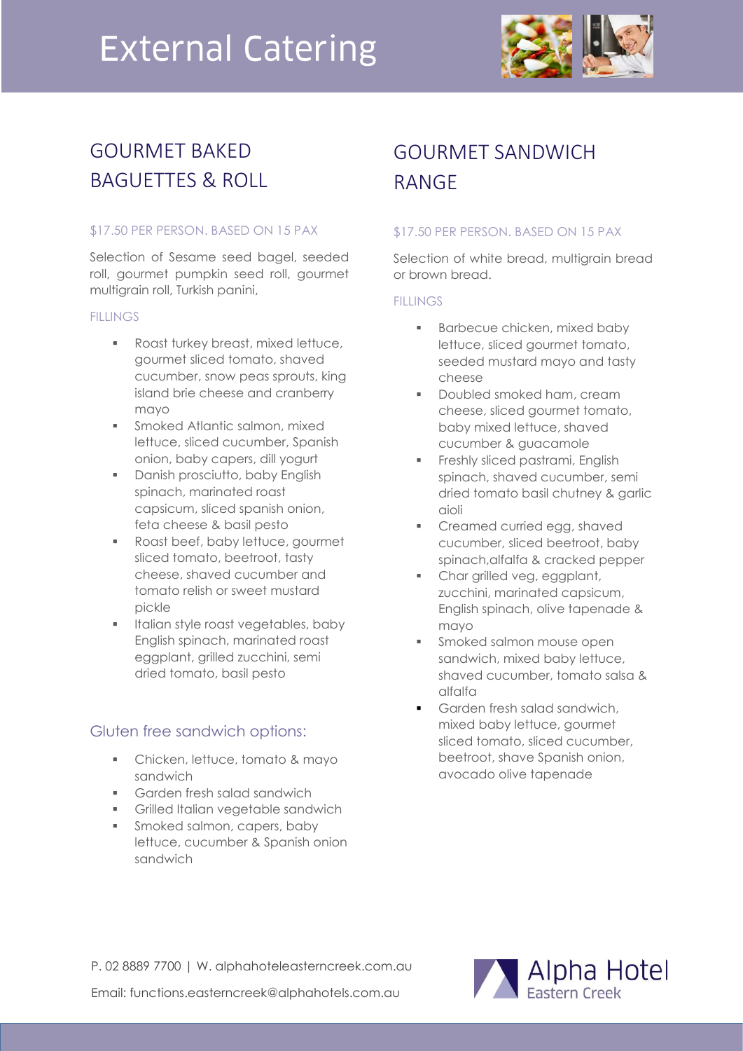# External Catering

## GOURMET BAKED BAGUETTES & ROLL

$17.50 PER PERSON. BASED ON 15 PAX

Selection of Sesame seed bagel, seeded roll, gourmet pumpkin seed roll, gourmet multigrain roll, Turkish panini,

### FILLINGS

- Roast turkey breast, mixed lettuce, gourmet sliced tomato, shaved cucumber, snow peas sprouts, king island brie cheese and cranberry mayo
- Smoked Atlantic salmon, mixed lettuce, sliced cucumber, Spanish onion, baby capers, dill yogurt
- Danish prosciutto, baby English spinach, marinated roast capsicum, sliced spanish onion, feta cheese & basil pesto
- Roast beef, baby lettuce, gourmet sliced tomato, beetroot, tasty cheese, shaved cucumber and tomato relish or sweet mustard pickle
- Italian style roast vegetables, baby English spinach, marinated roast eggplant, grilled zucchini, semi dried tomato, basil pesto

### Gluten free sandwich options:

- Chicken, lettuce, tomato & mayo sandwich
- Garden fresh salad sandwich
- Grilled Italian vegetable sandwich
- Smoked salmon, capers, baby lettuce, cucumber & Spanish onion sandwich

## GOURMET SANDWICH RANGE

$17.50 PER PERSON. BASED ON 15 PAX

Selection of white bread, multigrain bread or brown bread.

### FILLINGS

- Barbecue chicken, mixed baby lettuce, sliced gourmet tomato, seeded mustard mayo and tasty cheese
- Doubled smoked ham, cream cheese, sliced gourmet tomato, baby mixed lettuce, shaved cucumber & guacamole
- Freshly sliced pastrami, English spinach, shaved cucumber, semi dried tomato basil chutney & garlic aioli
- Creamed curried egg, shaved cucumber, sliced beetroot, baby spinach,alfalfa & cracked pepper
- Char grilled veg, eggplant, zucchini, marinated capsicum, English spinach, olive tapenade & mayo
- Smoked salmon mouse open sandwich, mixed baby lettuce, shaved cucumber, tomato salsa & alfalfa
- Garden fresh salad sandwich, mixed baby lettuce, gourmet sliced tomato, sliced cucumber, beetroot, shave Spanish onion, avocado olive tapenade

P. 02 8889 7700 | W. alphahoteleasterncreek.com.au

Email: functions.easterncreek@alphahotels.com.au

Alpha Hotel Eastern Creek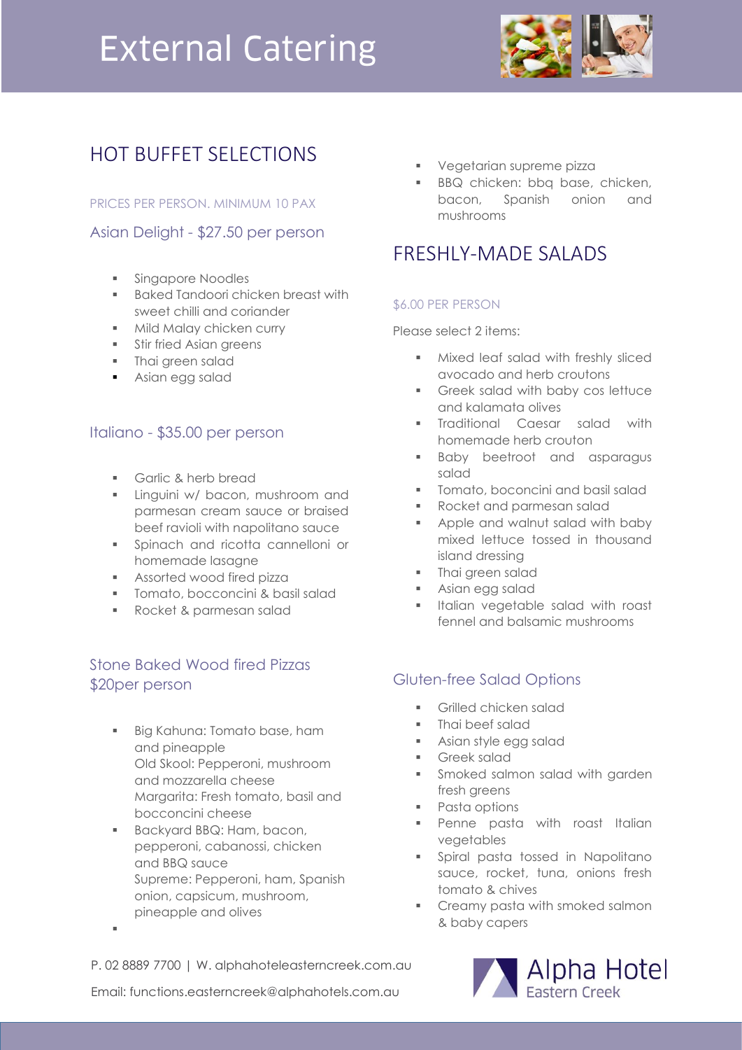# External Catering

## HOT BUFFET SELECTIONS

PRICES PER PERSON. MINIMUM 10 PAX

### Asian Delight - $27.50 per person

- Singapore Noodles
- Baked Tandoori chicken breast with sweet chilli and coriander
- Mild Malay chicken curry
- Stir fried Asian greens
- Thai green salad
- Asian egg salad

### Italiano - $35.00 per person

- Garlic & herb bread
- Linguini w/ bacon, mushroom and parmesan cream sauce or braised beef ravioli with napolitano sauce
- Spinach and ricotta cannelloni or homemade lasagne
- Assorted wood fired pizza
- Tomato, bocconcini & basil salad
- Rocket & parmesan salad

### Stone Baked Wood fired Pizzas $20per person

- Big Kahuna: Tomato base, ham and pineapple
  Old Skool: Pepperoni, mushroom and mozzarella cheese
  Margarita: Fresh tomato, basil and bocconcini cheese
- Backyard BBQ: Ham, bacon, pepperoni, cabanossi, chicken and BBQ sauce
  Supreme: Pepperoni, ham, Spanish onion, capsicum, mushroom, pineapple and olives
- Vegetarian supreme pizza
- BBQ chicken: bbq base, chicken, bacon, Spanish onion and mushrooms

## FRESHLY-MADE SALADS

$6.00 PER PERSON

Please select 2 items:

- Mixed leaf salad with freshly sliced avocado and herb croutons
- Greek salad with baby cos lettuce and kalamata olives
- Traditional Caesar salad with homemade herb crouton
- Baby beetroot and asparagus salad
- Tomato, boconcini and basil salad
- Rocket and parmesan salad
- Apple and walnut salad with baby mixed lettuce tossed in thousand island dressing
- Thai green salad
- Asian egg salad
- Italian vegetable salad with roast fennel and balsamic mushrooms

### Gluten-free Salad Options

- Grilled chicken salad
- Thai beef salad
- Asian style egg salad
- Greek salad
- Smoked salmon salad with garden fresh greens
- Pasta options
- Penne pasta with roast Italian vegetables
- Spiral pasta tossed in Napolitano sauce, rocket, tuna, onions fresh tomato & chives
- Creamy pasta with smoked salmon & baby capers

P. 02 8889 7700 | W. alphahoteleasterncreek.com.au

Email: functions.easterncreek@alphahotels.com.au

Alpha Hotel Eastern Creek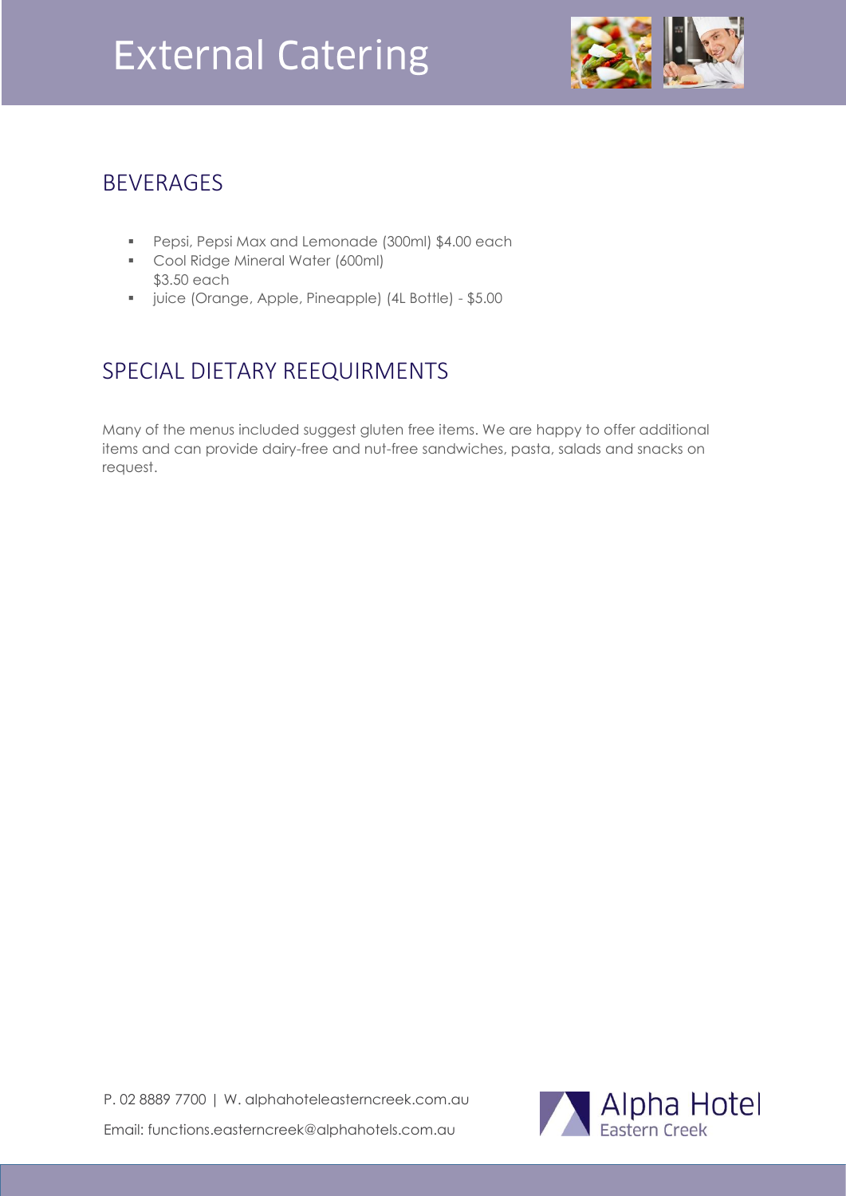# External Catering

## BEVERAGES

- Pepsi, Pepsi Max and Lemonade (300ml) $4.00 each
- Cool Ridge Mineral Water (600ml)
  $3.50 each
- juice (Orange, Apple, Pineapple) (4L Bottle) - $5.00

## SPECIAL DIETARY REEQUIRMENTS

Many of the menus included suggest gluten free items. We are happy to offer additional items and can provide dairy-free and nut-free sandwiches, pasta, salads and snacks on request.

P. 02 8889 7700 | W. alphahoteleasterncreek.com.au

Email: functions.easterncreek@alphahotels.com.au

Alpha Hotel
Eastern Creek